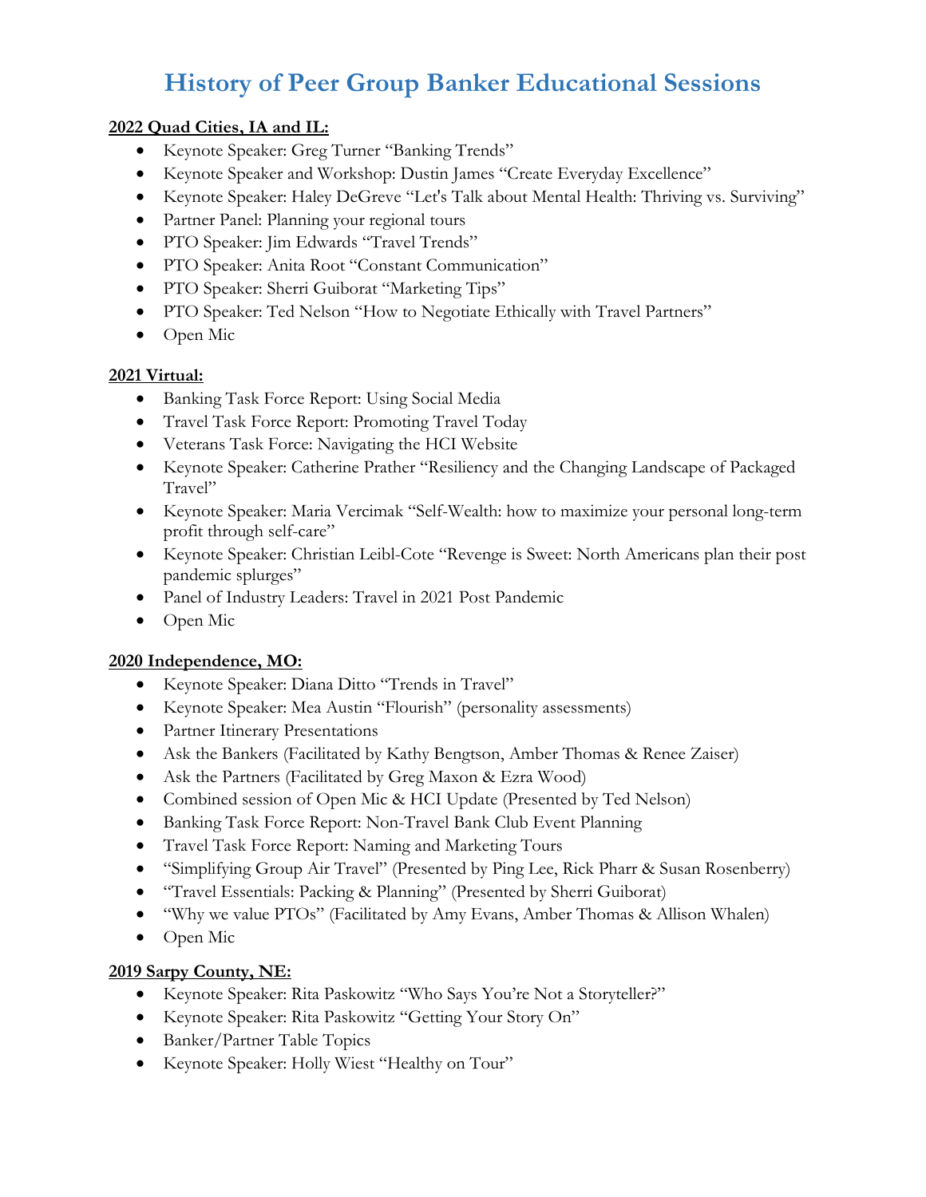# History of Peer Group Banker Educational Sessions

**2022 Quad Cities, IA and IL:**

- Keynote Speaker: Greg Turner "Banking Trends"
- Keynote Speaker and Workshop: Dustin James "Create Everyday Excellence"
- Keynote Speaker: Haley DeGreve "Let's Talk about Mental Health: Thriving vs. Surviving"
- Partner Panel: Planning your regional tours
- PTO Speaker: Jim Edwards "Travel Trends"
- PTO Speaker: Anita Root "Constant Communication"
- PTO Speaker: Sherri Guiborat "Marketing Tips"
- PTO Speaker: Ted Nelson "How to Negotiate Ethically with Travel Partners"
- Open Mic

**2021 Virtual:**

- Banking Task Force Report: Using Social Media
- Travel Task Force Report: Promoting Travel Today
- Veterans Task Force: Navigating the HCI Website
- Keynote Speaker: Catherine Prather "Resiliency and the Changing Landscape of Packaged Travel"
- Keynote Speaker: Maria Vercimak "Self-Wealth: how to maximize your personal long-term profit through self-care"
- Keynote Speaker: Christian Leibl-Cote "Revenge is Sweet: North Americans plan their post pandemic splurges"
- Panel of Industry Leaders: Travel in 2021 Post Pandemic
- Open Mic

**2020 Independence, MO:**

- Keynote Speaker: Diana Ditto "Trends in Travel"
- Keynote Speaker: Mea Austin "Flourish" (personality assessments)
- Partner Itinerary Presentations
- Ask the Bankers (Facilitated by Kathy Bengtson, Amber Thomas & Renee Zaiser)
- Ask the Partners (Facilitated by Greg Maxon & Ezra Wood)
- Combined session of Open Mic & HCI Update (Presented by Ted Nelson)
- Banking Task Force Report: Non-Travel Bank Club Event Planning
- Travel Task Force Report: Naming and Marketing Tours
- "Simplifying Group Air Travel" (Presented by Ping Lee, Rick Pharr & Susan Rosenberry)
- "Travel Essentials: Packing & Planning" (Presented by Sherri Guiborat)
- "Why we value PTOs" (Facilitated by Amy Evans, Amber Thomas & Allison Whalen)
- Open Mic

**2019 Sarpy County, NE:**

- Keynote Speaker: Rita Paskowitz "Who Says You're Not a Storyteller?"
- Keynote Speaker: Rita Paskowitz "Getting Your Story On"
- Banker/Partner Table Topics
- Keynote Speaker: Holly Wiest "Healthy on Tour"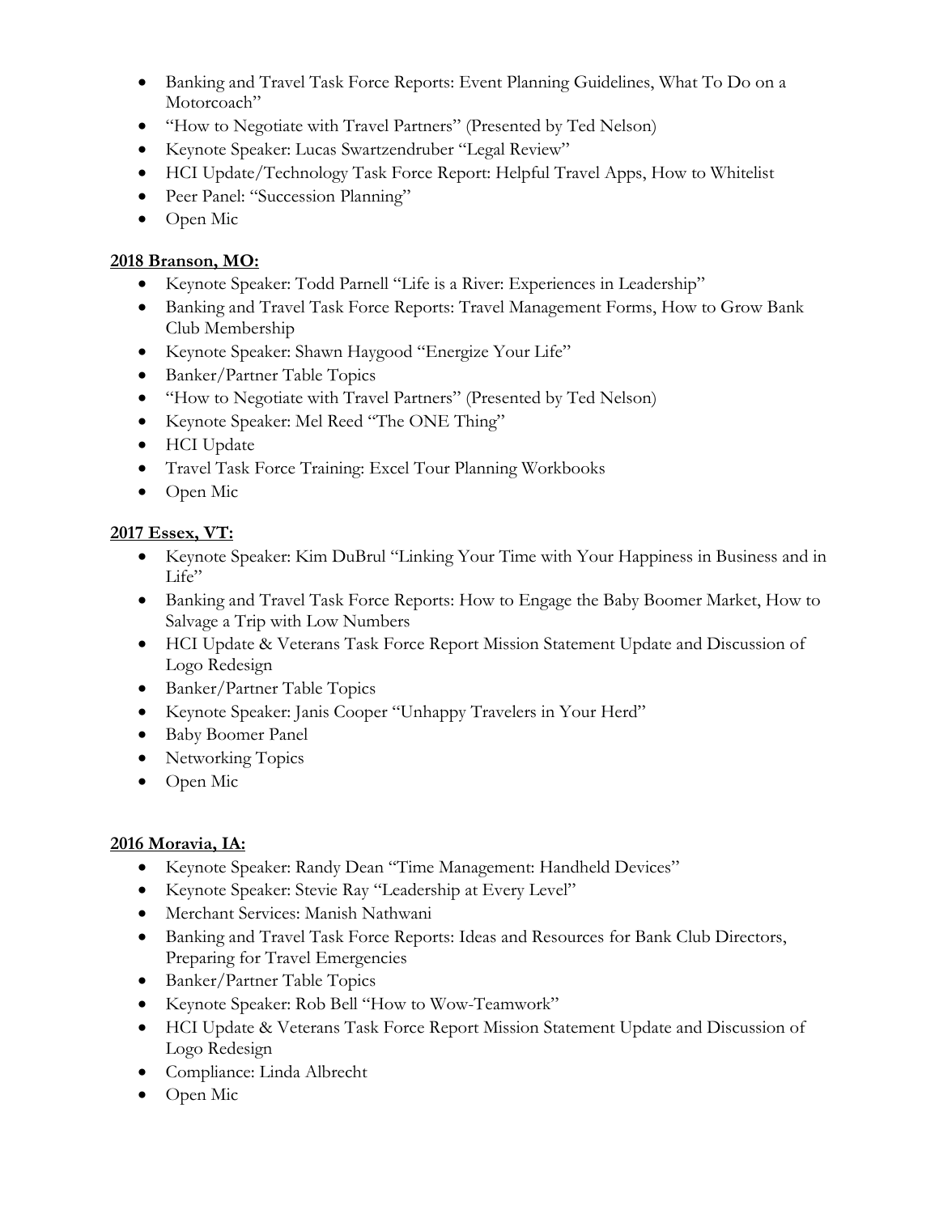- Banking and Travel Task Force Reports: Event Planning Guidelines, What To Do on a Motorcoach"
- "How to Negotiate with Travel Partners" (Presented by Ted Nelson)
- Keynote Speaker: Lucas Swartzendruber "Legal Review"
- HCI Update/Technology Task Force Report: Helpful Travel Apps, How to Whitelist
- Peer Panel: "Succession Planning"
- Open Mic

**2018 Branson, MO:**

- Keynote Speaker: Todd Parnell "Life is a River: Experiences in Leadership"
- Banking and Travel Task Force Reports: Travel Management Forms, How to Grow Bank Club Membership
- Keynote Speaker: Shawn Haygood "Energize Your Life"
- Banker/Partner Table Topics
- "How to Negotiate with Travel Partners" (Presented by Ted Nelson)
- Keynote Speaker: Mel Reed "The ONE Thing"
- HCI Update
- Travel Task Force Training: Excel Tour Planning Workbooks
- Open Mic

**2017 Essex, VT:**

- Keynote Speaker: Kim DuBrul "Linking Your Time with Your Happiness in Business and in Life"
- Banking and Travel Task Force Reports: How to Engage the Baby Boomer Market, How to Salvage a Trip with Low Numbers
- HCI Update & Veterans Task Force Report Mission Statement Update and Discussion of Logo Redesign
- Banker/Partner Table Topics
- Keynote Speaker: Janis Cooper "Unhappy Travelers in Your Herd"
- Baby Boomer Panel
- Networking Topics
- Open Mic

**2016 Moravia, IA:**

- Keynote Speaker: Randy Dean "Time Management: Handheld Devices"
- Keynote Speaker: Stevie Ray "Leadership at Every Level"
- Merchant Services: Manish Nathwani
- Banking and Travel Task Force Reports: Ideas and Resources for Bank Club Directors, Preparing for Travel Emergencies
- Banker/Partner Table Topics
- Keynote Speaker: Rob Bell "How to Wow-Teamwork"
- HCI Update & Veterans Task Force Report Mission Statement Update and Discussion of Logo Redesign
- Compliance: Linda Albrecht
- Open Mic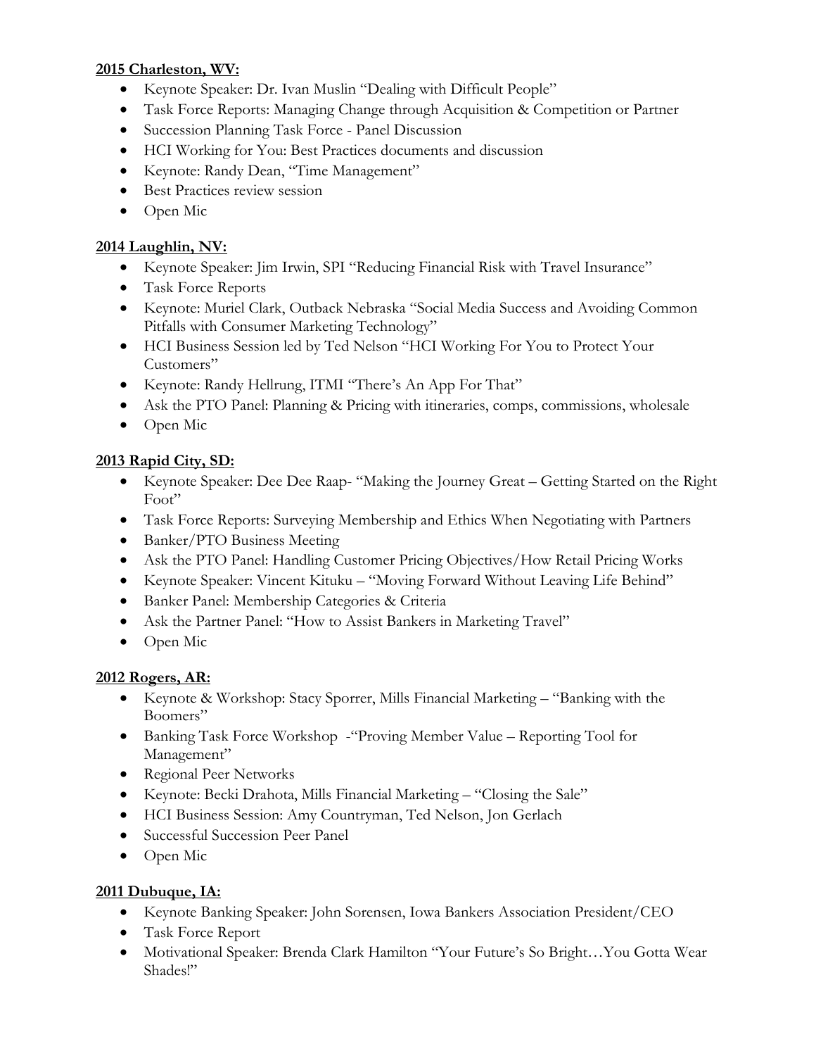**2015 Charleston, WV:**

- Keynote Speaker: Dr. Ivan Muslin "Dealing with Difficult People"
- Task Force Reports: Managing Change through Acquisition & Competition or Partner
- Succession Planning Task Force - Panel Discussion
- HCI Working for You: Best Practices documents and discussion
- Keynote: Randy Dean, "Time Management"
- Best Practices review session
- Open Mic

**2014 Laughlin, NV:**

- Keynote Speaker: Jim Irwin, SPI "Reducing Financial Risk with Travel Insurance"
- Task Force Reports
- Keynote: Muriel Clark, Outback Nebraska "Social Media Success and Avoiding Common Pitfalls with Consumer Marketing Technology"
- HCI Business Session led by Ted Nelson "HCI Working For You to Protect Your Customers"
- Keynote: Randy Hellrung, ITMI "There's An App For That"
- Ask the PTO Panel: Planning & Pricing with itineraries, comps, commissions, wholesale
- Open Mic

**2013 Rapid City, SD:**

- Keynote Speaker: Dee Dee Raap- "Making the Journey Great – Getting Started on the Right Foot"
- Task Force Reports: Surveying Membership and Ethics When Negotiating with Partners
- Banker/PTO Business Meeting
- Ask the PTO Panel: Handling Customer Pricing Objectives/How Retail Pricing Works
- Keynote Speaker: Vincent Kituku – "Moving Forward Without Leaving Life Behind"
- Banker Panel: Membership Categories & Criteria
- Ask the Partner Panel: "How to Assist Bankers in Marketing Travel"
- Open Mic

**2012 Rogers, AR:**

- Keynote & Workshop: Stacy Sporrer, Mills Financial Marketing – "Banking with the Boomers"
- Banking Task Force Workshop -"Proving Member Value – Reporting Tool for Management"
- Regional Peer Networks
- Keynote: Becki Drahota, Mills Financial Marketing – "Closing the Sale"
- HCI Business Session: Amy Countryman, Ted Nelson, Jon Gerlach
- Successful Succession Peer Panel
- Open Mic

**2011 Dubuque, IA:**

- Keynote Banking Speaker: John Sorensen, Iowa Bankers Association President/CEO
- Task Force Report
- Motivational Speaker: Brenda Clark Hamilton "Your Future's So Bright…You Gotta Wear Shades!"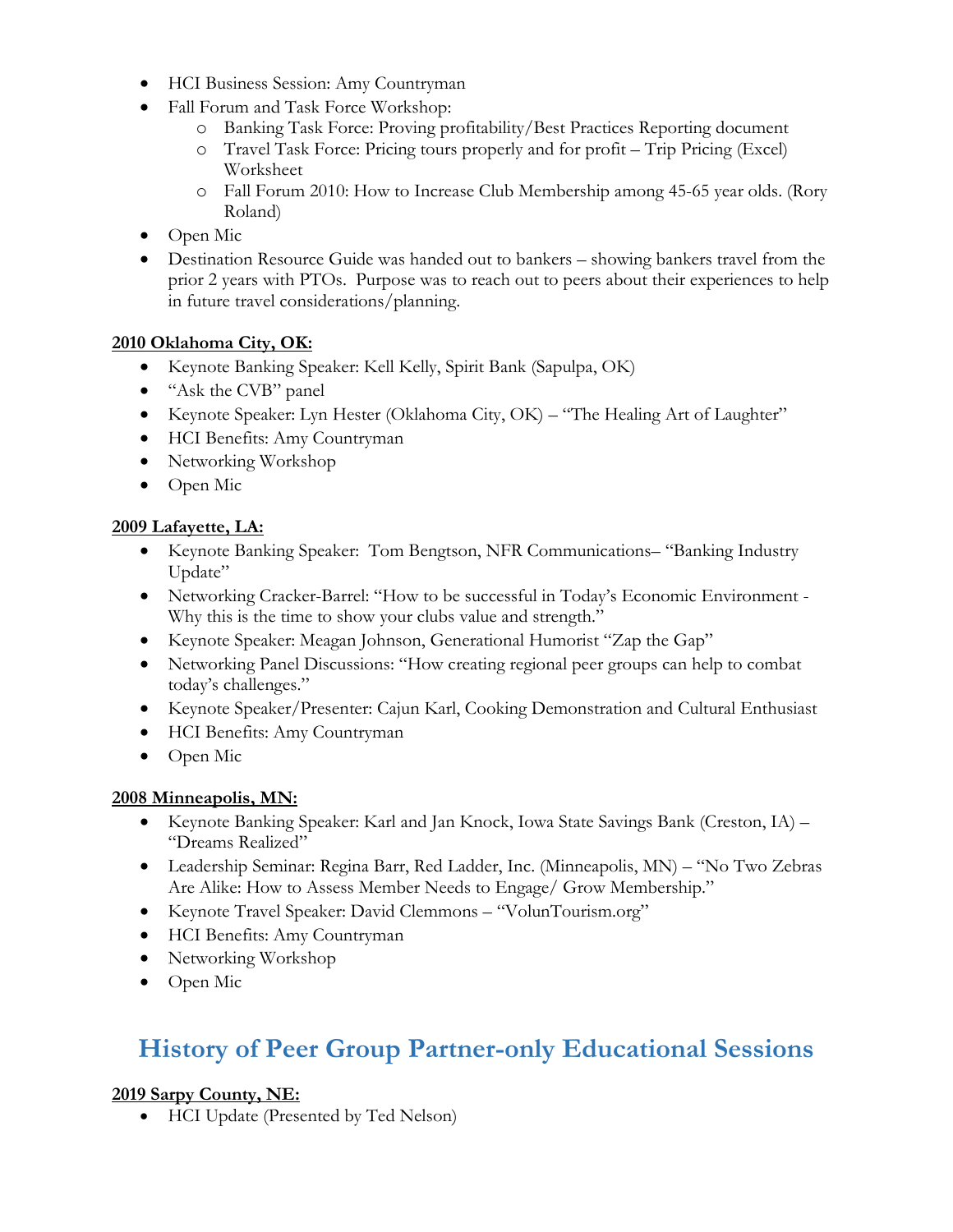- HCI Business Session: Amy Countryman
- Fall Forum and Task Force Workshop:
    - Banking Task Force: Proving profitability/Best Practices Reporting document
    - Travel Task Force: Pricing tours properly and for profit – Trip Pricing (Excel) Worksheet
    - Fall Forum 2010: How to Increase Club Membership among 45-65 year olds. (Rory Roland)
- Open Mic
- Destination Resource Guide was handed out to bankers – showing bankers travel from the prior 2 years with PTOs. Purpose was to reach out to peers about their experiences to help in future travel considerations/planning.

**<u>2010 Oklahoma City, OK:</u>**

- Keynote Banking Speaker: Kell Kelly, Spirit Bank (Sapulpa, OK)
- "Ask the CVB" panel
- Keynote Speaker: Lyn Hester (Oklahoma City, OK) – "The Healing Art of Laughter"
- HCI Benefits: Amy Countryman
- Networking Workshop
- Open Mic

**<u>2009 Lafayette, LA:</u>**

- Keynote Banking Speaker: Tom Bengtson, NFR Communications– "Banking Industry Update"
- Networking Cracker-Barrel: "How to be successful in Today's Economic Environment - Why this is the time to show your clubs value and strength."
- Keynote Speaker: Meagan Johnson, Generational Humorist "Zap the Gap"
- Networking Panel Discussions: "How creating regional peer groups can help to combat today's challenges."
- Keynote Speaker/Presenter: Cajun Karl, Cooking Demonstration and Cultural Enthusiast
- HCI Benefits: Amy Countryman
- Open Mic

**<u>2008 Minneapolis, MN:</u>**

- Keynote Banking Speaker: Karl and Jan Knock, Iowa State Savings Bank (Creston, IA) – "Dreams Realized"
- Leadership Seminar: Regina Barr, Red Ladder, Inc. (Minneapolis, MN) – "No Two Zebras Are Alike: How to Assess Member Needs to Engage/ Grow Membership."
- Keynote Travel Speaker: David Clemmons – "VolunTourism.org"
- HCI Benefits: Amy Countryman
- Networking Workshop
- Open Mic

# History of Peer Group Partner-only Educational Sessions

**<u>2019 Sarpy County, NE:</u>**

- HCI Update (Presented by Ted Nelson)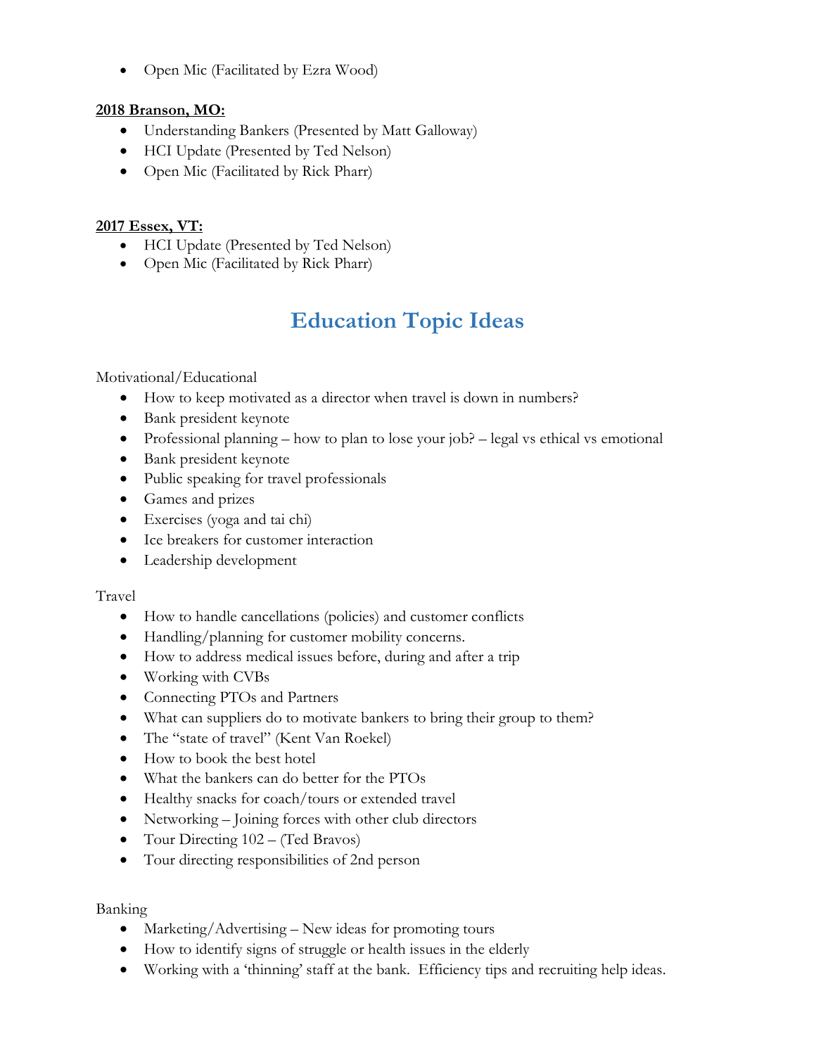- Open Mic (Facilitated by Ezra Wood)

**2018 Branson, MO:**

- Understanding Bankers (Presented by Matt Galloway)
- HCI Update (Presented by Ted Nelson)
- Open Mic (Facilitated by Rick Pharr)

**2017 Essex, VT:**

- HCI Update (Presented by Ted Nelson)
- Open Mic (Facilitated by Rick Pharr)

# Education Topic Ideas

Motivational/Educational

- How to keep motivated as a director when travel is down in numbers?
- Bank president keynote
- Professional planning – how to plan to lose your job? – legal vs ethical vs emotional
- Bank president keynote
- Public speaking for travel professionals
- Games and prizes
- Exercises (yoga and tai chi)
- Ice breakers for customer interaction
- Leadership development

Travel

- How to handle cancellations (policies) and customer conflicts
- Handling/planning for customer mobility concerns.
- How to address medical issues before, during and after a trip
- Working with CVBs
- Connecting PTOs and Partners
- What can suppliers do to motivate bankers to bring their group to them?
- The "state of travel" (Kent Van Roekel)
- How to book the best hotel
- What the bankers can do better for the PTOs
- Healthy snacks for coach/tours or extended travel
- Networking – Joining forces with other club directors
- Tour Directing 102 – (Ted Bravos)
- Tour directing responsibilities of 2nd person

Banking

- Marketing/Advertising – New ideas for promoting tours
- How to identify signs of struggle or health issues in the elderly
- Working with a 'thinning' staff at the bank. Efficiency tips and recruiting help ideas.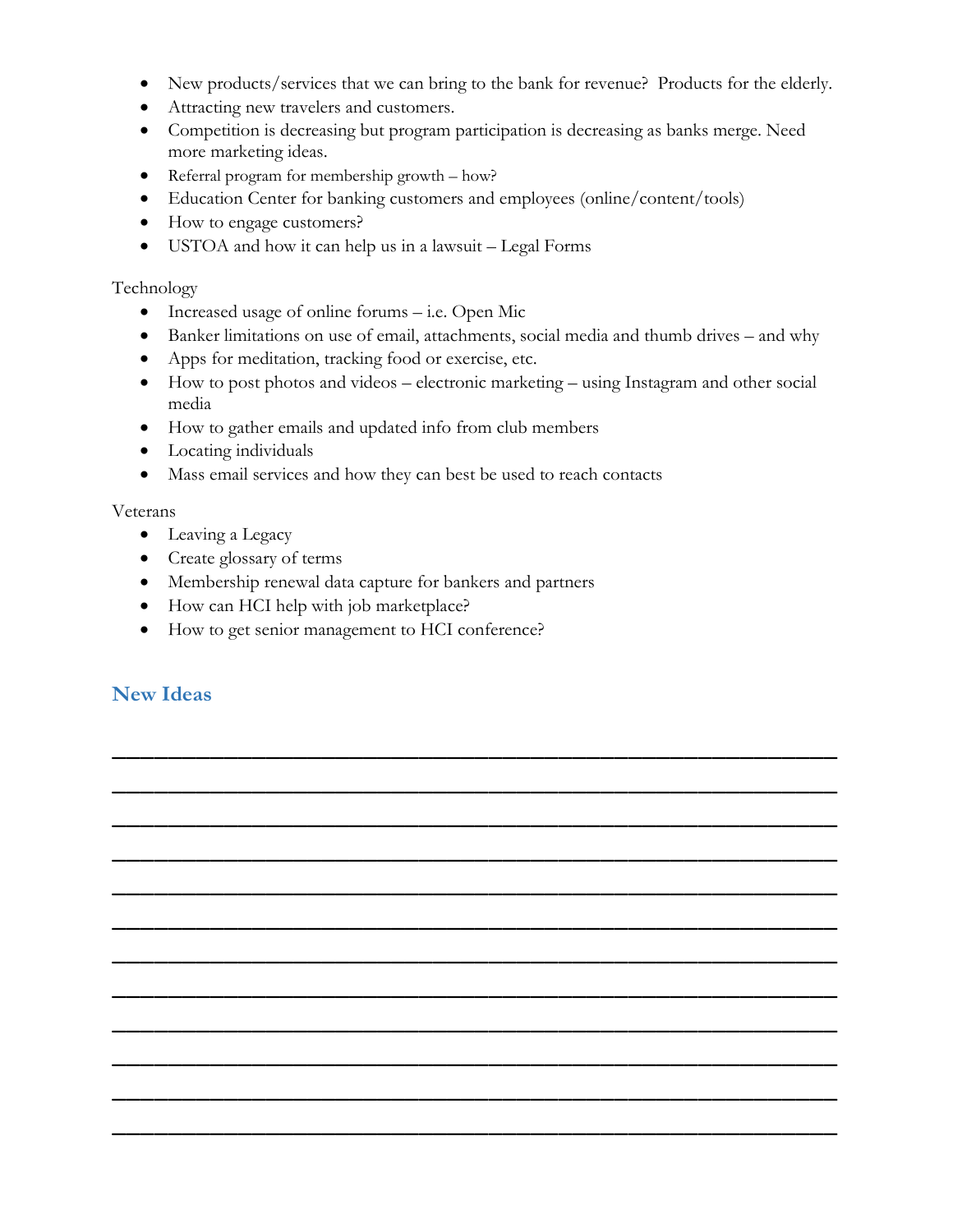- New products/services that we can bring to the bank for revenue? Products for the elderly.
- Attracting new travelers and customers.
- Competition is decreasing but program participation is decreasing as banks merge. Need more marketing ideas.
- Referral program for membership growth – how?
- Education Center for banking customers and employees (online/content/tools)
- How to engage customers?
- USTOA and how it can help us in a lawsuit – Legal Forms

Technology

- Increased usage of online forums – i.e. Open Mic
- Banker limitations on use of email, attachments, social media and thumb drives – and why
- Apps for meditation, tracking food or exercise, etc.
- How to post photos and videos – electronic marketing – using Instagram and other social media
- How to gather emails and updated info from club members
- Locating individuals
- Mass email services and how they can best be used to reach contacts

Veterans

- Leaving a Legacy
- Create glossary of terms
- Membership renewal data capture for bankers and partners
- How can HCI help with job marketplace?
- How to get senior management to HCI conference?

## New Ideas

\_\_\_\_\_\_\_\_\_\_\_\_\_\_\_\_\_\_\_\_\_\_\_\_\_\_\_\_\_\_\_\_\_\_\_\_\_\_\_\_\_\_\_\_\_\_\_\_\_\_\_\_\_\_\_\_\_\_\_\_

\_\_\_\_\_\_\_\_\_\_\_\_\_\_\_\_\_\_\_\_\_\_\_\_\_\_\_\_\_\_\_\_\_\_\_\_\_\_\_\_\_\_\_\_\_\_\_\_\_\_\_\_\_\_\_\_\_\_\_\_

\_\_\_\_\_\_\_\_\_\_\_\_\_\_\_\_\_\_\_\_\_\_\_\_\_\_\_\_\_\_\_\_\_\_\_\_\_\_\_\_\_\_\_\_\_\_\_\_\_\_\_\_\_\_\_\_\_\_\_\_

\_\_\_\_\_\_\_\_\_\_\_\_\_\_\_\_\_\_\_\_\_\_\_\_\_\_\_\_\_\_\_\_\_\_\_\_\_\_\_\_\_\_\_\_\_\_\_\_\_\_\_\_\_\_\_\_\_\_\_\_

\_\_\_\_\_\_\_\_\_\_\_\_\_\_\_\_\_\_\_\_\_\_\_\_\_\_\_\_\_\_\_\_\_\_\_\_\_\_\_\_\_\_\_\_\_\_\_\_\_\_\_\_\_\_\_\_\_\_\_\_

\_\_\_\_\_\_\_\_\_\_\_\_\_\_\_\_\_\_\_\_\_\_\_\_\_\_\_\_\_\_\_\_\_\_\_\_\_\_\_\_\_\_\_\_\_\_\_\_\_\_\_\_\_\_\_\_\_\_\_\_

\_\_\_\_\_\_\_\_\_\_\_\_\_\_\_\_\_\_\_\_\_\_\_\_\_\_\_\_\_\_\_\_\_\_\_\_\_\_\_\_\_\_\_\_\_\_\_\_\_\_\_\_\_\_\_\_\_\_\_\_

\_\_\_\_\_\_\_\_\_\_\_\_\_\_\_\_\_\_\_\_\_\_\_\_\_\_\_\_\_\_\_\_\_\_\_\_\_\_\_\_\_\_\_\_\_\_\_\_\_\_\_\_\_\_\_\_\_\_\_\_

\_\_\_\_\_\_\_\_\_\_\_\_\_\_\_\_\_\_\_\_\_\_\_\_\_\_\_\_\_\_\_\_\_\_\_\_\_\_\_\_\_\_\_\_\_\_\_\_\_\_\_\_\_\_\_\_\_\_\_\_

\_\_\_\_\_\_\_\_\_\_\_\_\_\_\_\_\_\_\_\_\_\_\_\_\_\_\_\_\_\_\_\_\_\_\_\_\_\_\_\_\_\_\_\_\_\_\_\_\_\_\_\_\_\_\_\_\_\_\_\_

\_\_\_\_\_\_\_\_\_\_\_\_\_\_\_\_\_\_\_\_\_\_\_\_\_\_\_\_\_\_\_\_\_\_\_\_\_\_\_\_\_\_\_\_\_\_\_\_\_\_\_\_\_\_\_\_\_\_\_\_

\_\_\_\_\_\_\_\_\_\_\_\_\_\_\_\_\_\_\_\_\_\_\_\_\_\_\_\_\_\_\_\_\_\_\_\_\_\_\_\_\_\_\_\_\_\_\_\_\_\_\_\_\_\_\_\_\_\_\_\_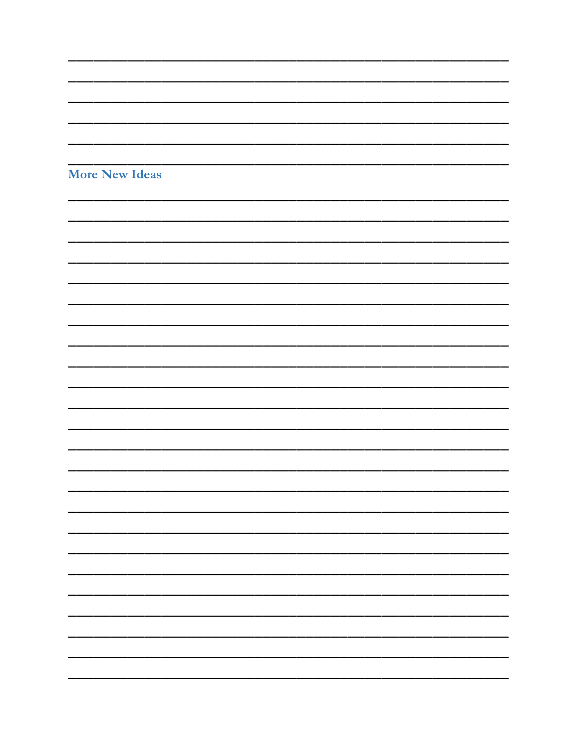______________________________________________________________________________

______________________________________________________________________________

______________________________________________________________________________

______________________________________________________________________________

______________________________________________________________________________

______________________________________________________________________________

### More New Ideas

______________________________________________________________________________

______________________________________________________________________________

______________________________________________________________________________

______________________________________________________________________________

______________________________________________________________________________

______________________________________________________________________________

______________________________________________________________________________

______________________________________________________________________________

______________________________________________________________________________

______________________________________________________________________________

______________________________________________________________________________

______________________________________________________________________________

______________________________________________________________________________

______________________________________________________________________________

______________________________________________________________________________

______________________________________________________________________________

______________________________________________________________________________

______________________________________________________________________________

______________________________________________________________________________

______________________________________________________________________________

______________________________________________________________________________

______________________________________________________________________________

______________________________________________________________________________

______________________________________________________________________________